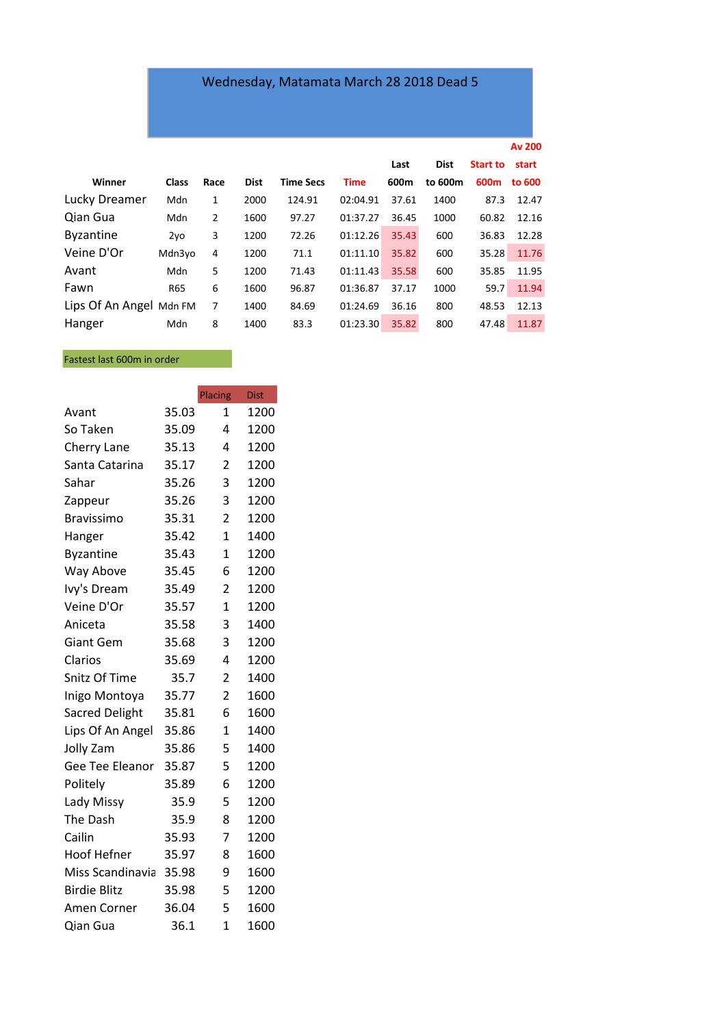# Wednesday, Matamata March 28 2018 Dead 5

| Winner | Class | Race | Dist | Time Secs | Time | Last 600m | Dist to 600m | Start to 600m | Av 200 start to 600 |
|---|---|---|---|---|---|---|---|---|---|
| Lucky Dreamer | Mdn | 1 | 2000 | 124.91 | 02:04.91 | 37.61 | 1400 | 87.3 | 12.47 |
| Qian Gua | Mdn | 2 | 1600 | 97.27 | 01:37.27 | 36.45 | 1000 | 60.82 | 12.16 |
| Byzantine | 2yo | 3 | 1200 | 72.26 | 01:12.26 | 35.43 | 600 | 36.83 | 12.28 |
| Veine D'Or | Mdn3yo | 4 | 1200 | 71.1 | 01:11.10 | 35.82 | 600 | 35.28 | 11.76 |
| Avant | Mdn | 5 | 1200 | 71.43 | 01:11.43 | 35.58 | 600 | 35.85 | 11.95 |
| Fawn | R65 | 6 | 1600 | 96.87 | 01:36.87 | 37.17 | 1000 | 59.7 | 11.94 |
| Lips Of An Angel | Mdn FM | 7 | 1400 | 84.69 | 01:24.69 | 36.16 | 800 | 48.53 | 12.13 |
| Hanger | Mdn | 8 | 1400 | 83.3 | 01:23.30 | 35.82 | 800 | 47.48 | 11.87 |

Fastest last 600m in order

| | | Placing | Dist |
|---|---|---|---|
| Avant | 35.03 | 1 | 1200 |
| So Taken | 35.09 | 4 | 1200 |
| Cherry Lane | 35.13 | 4 | 1200 |
| Santa Catarina | 35.17 | 2 | 1200 |
| Sahar | 35.26 | 3 | 1200 |
| Zappeur | 35.26 | 3 | 1200 |
| Bravissimo | 35.31 | 2 | 1200 |
| Hanger | 35.42 | 1 | 1400 |
| Byzantine | 35.43 | 1 | 1200 |
| Way Above | 35.45 | 6 | 1200 |
| Ivy's Dream | 35.49 | 2 | 1200 |
| Veine D'Or | 35.57 | 1 | 1200 |
| Aniceta | 35.58 | 3 | 1400 |
| Giant Gem | 35.68 | 3 | 1200 |
| Clarios | 35.69 | 4 | 1200 |
| Snitz Of Time | 35.7 | 2 | 1400 |
| Inigo Montoya | 35.77 | 2 | 1600 |
| Sacred Delight | 35.81 | 6 | 1600 |
| Lips Of An Angel | 35.86 | 1 | 1400 |
| Jolly Zam | 35.86 | 5 | 1400 |
| Gee Tee Eleanor | 35.87 | 5 | 1200 |
| Politely | 35.89 | 6 | 1200 |
| Lady Missy | 35.9 | 5 | 1200 |
| The Dash | 35.9 | 8 | 1200 |
| Cailin | 35.93 | 7 | 1200 |
| Hoof Hefner | 35.97 | 8 | 1600 |
| Miss Scandinavia | 35.98 | 9 | 1600 |
| Birdie Blitz | 35.98 | 5 | 1200 |
| Amen Corner | 36.04 | 5 | 1600 |
| Qian Gua | 36.1 | 1 | 1600 |